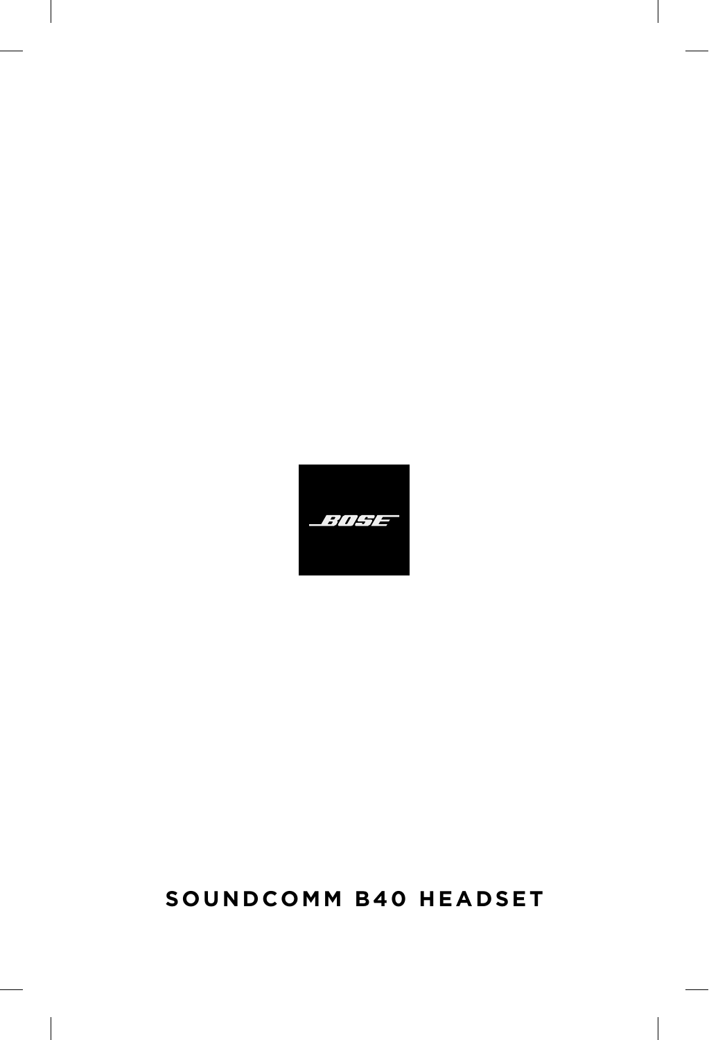BOSE

# SOUNDCOMM B40 HEADSET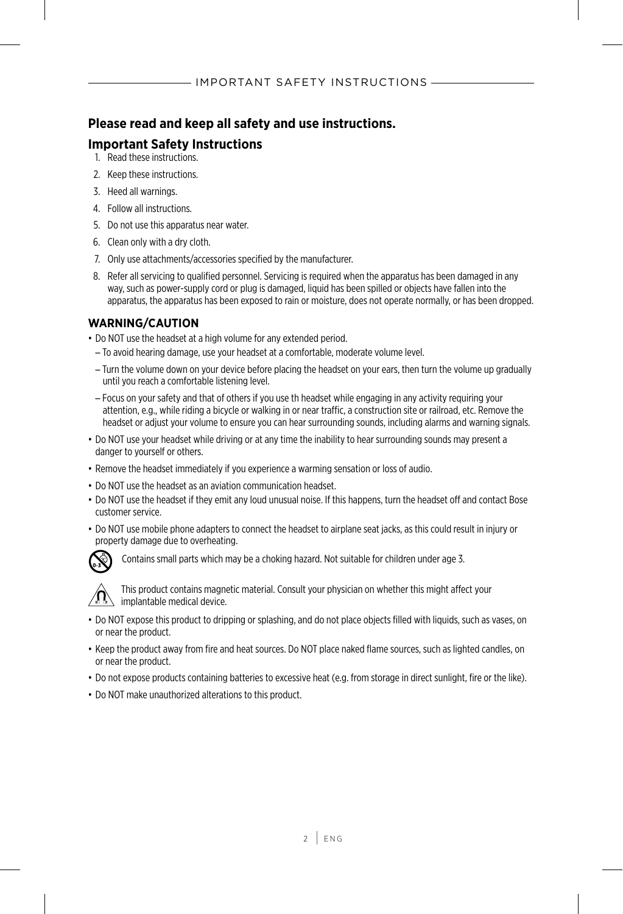# IMPORTANT SAFETY INSTRUCTIONS

**Please read and keep all safety and use instructions.**

## Important Safety Instructions

1. Read these instructions.
2. Keep these instructions.
3. Heed all warnings.
4. Follow all instructions.
5. Do not use this apparatus near water.
6. Clean only with a dry cloth.
7. Only use attachments/accessories specified by the manufacturer.
8. Refer all servicing to qualified personnel. Servicing is required when the apparatus has been damaged in any way, such as power-supply cord or plug is damaged, liquid has been spilled or objects have fallen into the apparatus, the apparatus has been exposed to rain or moisture, does not operate normally, or has been dropped.

### WARNING/CAUTION

- Do NOT use the headset at a high volume for any extended period.
  - To avoid hearing damage, use your headset at a comfortable, moderate volume level.
  - Turn the volume down on your device before placing the headset on your ears, then turn the volume up gradually until you reach a comfortable listening level.
  - Focus on your safety and that of others if you use th headset while engaging in any activity requiring your attention, e.g., while riding a bicycle or walking in or near traffic, a construction site or railroad, etc. Remove the headset or adjust your volume to ensure you can hear surrounding sounds, including alarms and warning signals.
- Do NOT use your headset while driving or at any time the inability to hear surrounding sounds may present a danger to yourself or others.
- Remove the headset immediately if you experience a warming sensation or loss of audio.
- Do NOT use the headset as an aviation communication headset.
- Do NOT use the headset if they emit any loud unusual noise. If this happens, turn the headset off and contact Bose customer service.
- Do NOT use mobile phone adapters to connect the headset to airplane seat jacks, as this could result in injury or property damage due to overheating.

Contains small parts which may be a choking hazard. Not suitable for children under age 3.

This product contains magnetic material. Consult your physician on whether this might affect your implantable medical device.

- Do NOT expose this product to dripping or splashing, and do not place objects filled with liquids, such as vases, on or near the product.
- Keep the product away from fire and heat sources. Do NOT place naked flame sources, such as lighted candles, on or near the product.
- Do not expose products containing batteries to excessive heat (e.g. from storage in direct sunlight, fire or the like).
- Do NOT make unauthorized alterations to this product.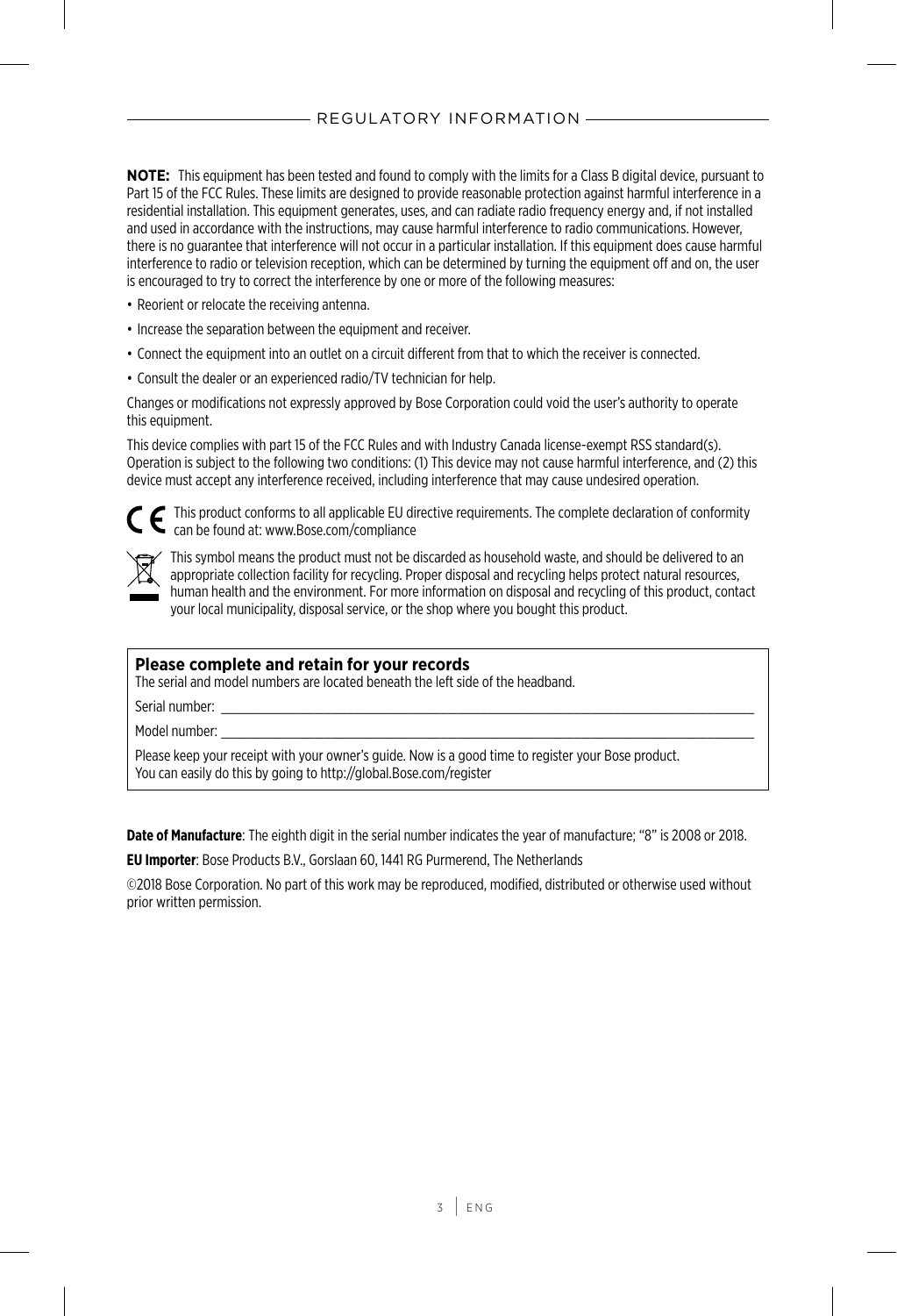## REGULATORY INFORMATION

**NOTE:** This equipment has been tested and found to comply with the limits for a Class B digital device, pursuant to Part 15 of the FCC Rules. These limits are designed to provide reasonable protection against harmful interference in a residential installation. This equipment generates, uses, and can radiate radio frequency energy and, if not installed and used in accordance with the instructions, may cause harmful interference to radio communications. However, there is no guarantee that interference will not occur in a particular installation. If this equipment does cause harmful interference to radio or television reception, which can be determined by turning the equipment off and on, the user is encouraged to try to correct the interference by one or more of the following measures:

- Reorient or relocate the receiving antenna.
- Increase the separation between the equipment and receiver.
- Connect the equipment into an outlet on a circuit different from that to which the receiver is connected.
- Consult the dealer or an experienced radio/TV technician for help.

Changes or modifications not expressly approved by Bose Corporation could void the user's authority to operate this equipment.

This device complies with part 15 of the FCC Rules and with Industry Canada license-exempt RSS standard(s). Operation is subject to the following two conditions: (1) This device may not cause harmful interference, and (2) this device must accept any interference received, including interference that may cause undesired operation.

CE This product conforms to all applicable EU directive requirements. The complete declaration of conformity can be found at: www.Bose.com/compliance

This symbol means the product must not be discarded as household waste, and should be delivered to an appropriate collection facility for recycling. Proper disposal and recycling helps protect natural resources, human health and the environment. For more information on disposal and recycling of this product, contact your local municipality, disposal service, or the shop where you bought this product.

**Please complete and retain for your records**

The serial and model numbers are located beneath the left side of the headband.

Serial number: \_\_\_\_\_\_\_\_\_\_\_\_\_\_\_\_\_\_\_\_\_\_\_\_\_\_\_\_\_\_\_\_\_\_\_\_\_\_\_\_

Model number: \_\_\_\_\_\_\_\_\_\_\_\_\_\_\_\_\_\_\_\_\_\_\_\_\_\_\_\_\_\_\_\_\_\_\_\_\_\_\_\_

Please keep your receipt with your owner's guide. Now is a good time to register your Bose product. You can easily do this by going to http://global.Bose.com/register

**Date of Manufacture**: The eighth digit in the serial number indicates the year of manufacture; "8" is 2008 or 2018.

**EU Importer**: Bose Products B.V., Gorslaan 60, 1441 RG Purmerend, The Netherlands

©2018 Bose Corporation. No part of this work may be reproduced, modified, distributed or otherwise used without prior written permission.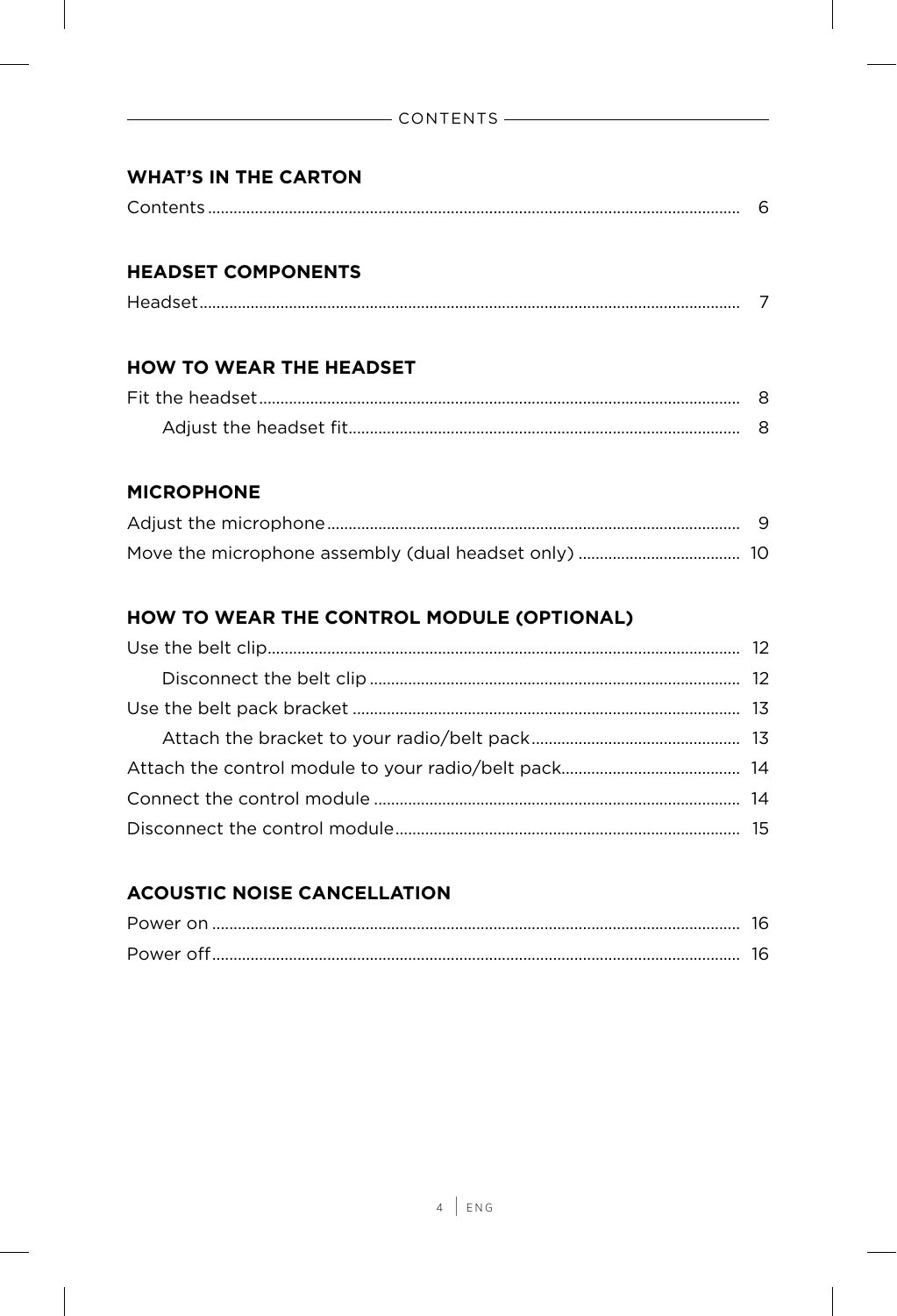## CONTENTS

### WHAT'S IN THE CARTON

Contents .......... 6

### HEADSET COMPONENTS

Headset .......... 7

### HOW TO WEAR THE HEADSET

Fit the headset .......... 8

- Adjust the headset fit .......... 8

### MICROPHONE

Adjust the microphone .......... 9

Move the microphone assembly (dual headset only) .......... 10

### HOW TO WEAR THE CONTROL MODULE (OPTIONAL)

Use the belt clip .......... 12

- Disconnect the belt clip .......... 12

Use the belt pack bracket .......... 13

- Attach the bracket to your radio/belt pack .......... 13

Attach the control module to your radio/belt pack .......... 14

Connect the control module .......... 14

Disconnect the control module .......... 15

### ACOUSTIC NOISE CANCELLATION

Power on .......... 16

Power off .......... 16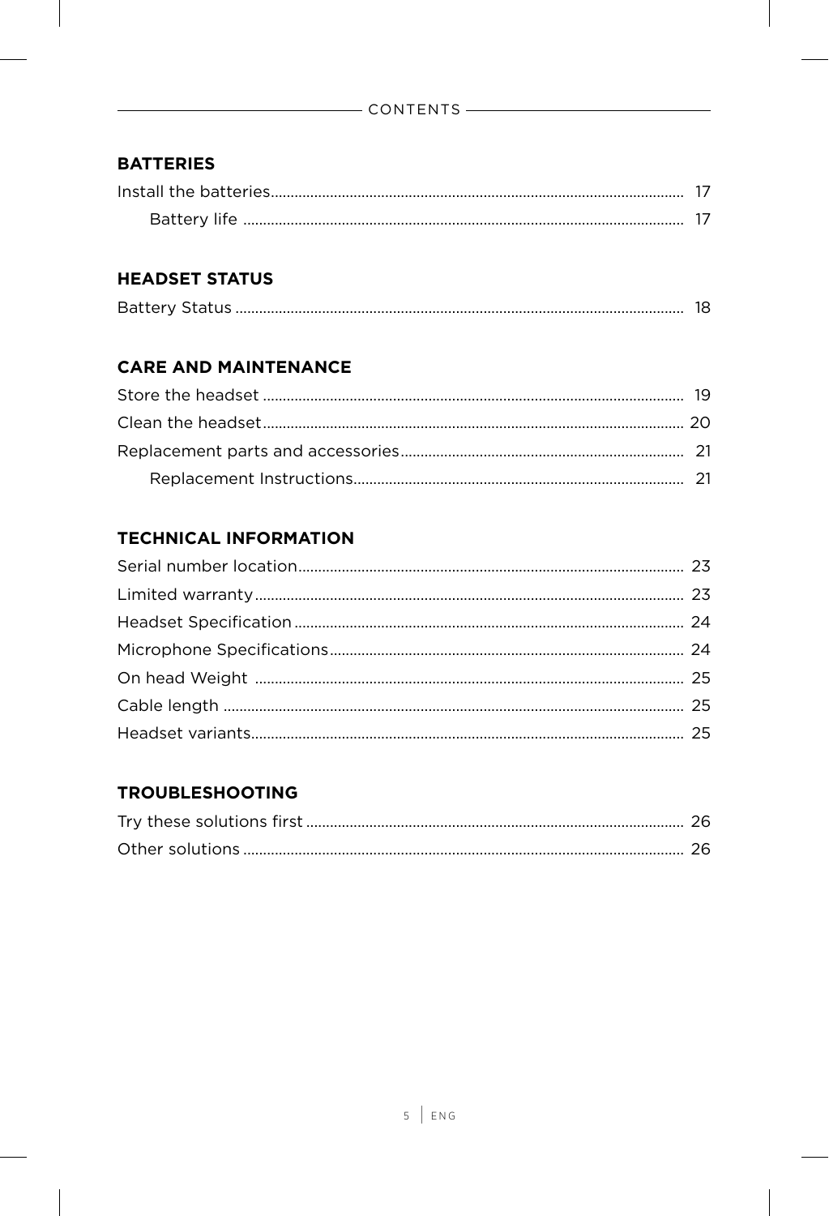## CONTENTS

### BATTERIES

Install the batteries....................................................................................................... 17

    Battery life ............................................................................................................. 17

### HEADSET STATUS

Battery Status ............................................................................................................. 18

### CARE AND MAINTENANCE

Store the headset ........................................................................................................ 19

Clean the headset........................................................................................................ 20

Replacement parts and accessories...................................................................... 21

    Replacement Instructions.................................................................................. 21

### TECHNICAL INFORMATION

Serial number location................................................................................................ 23

Limited warranty.......................................................................................................... 23

Headset Specification ................................................................................................ 24

Microphone Specifications........................................................................................ 24

On head Weight .......................................................................................................... 25

Cable length ................................................................................................................. 25

Headset variants........................................................................................................... 25

### TROUBLESHOOTING

Try these solutions first .............................................................................................. 26

Other solutions ............................................................................................................. 26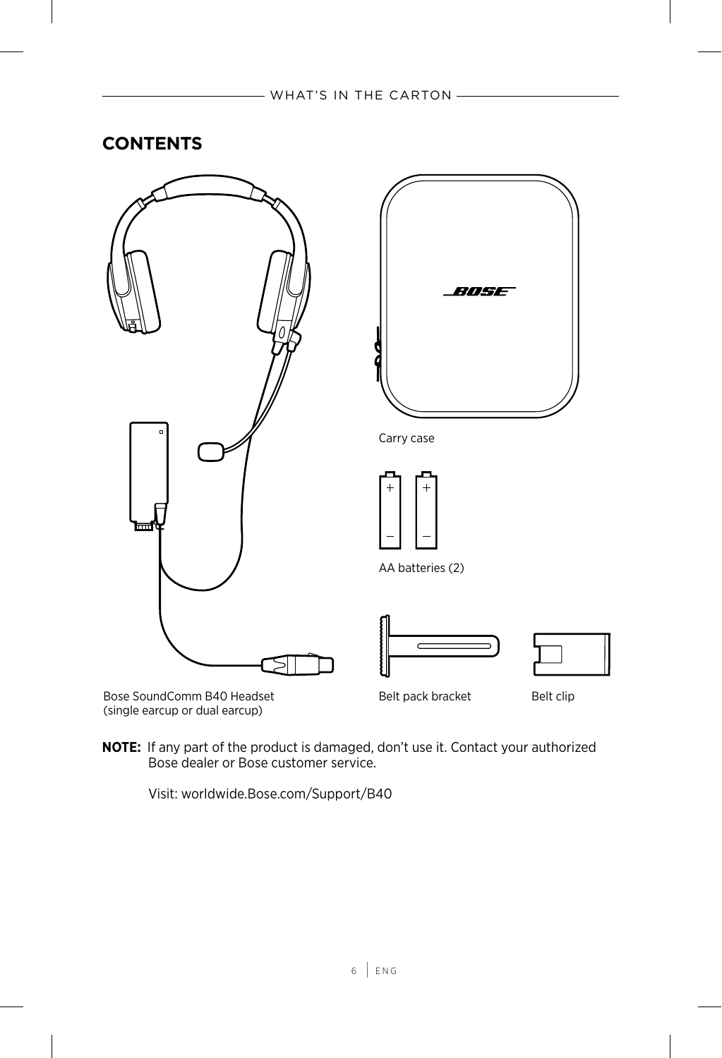## CONTENTS

Bose SoundComm B40 Headset
(single earcup or dual earcup)

Carry case

AA batteries (2)

Belt pack bracket

Belt clip

**NOTE:** If any part of the product is damaged, don't use it. Contact your authorized Bose dealer or Bose customer service.

Visit: worldwide.Bose.com/Support/B40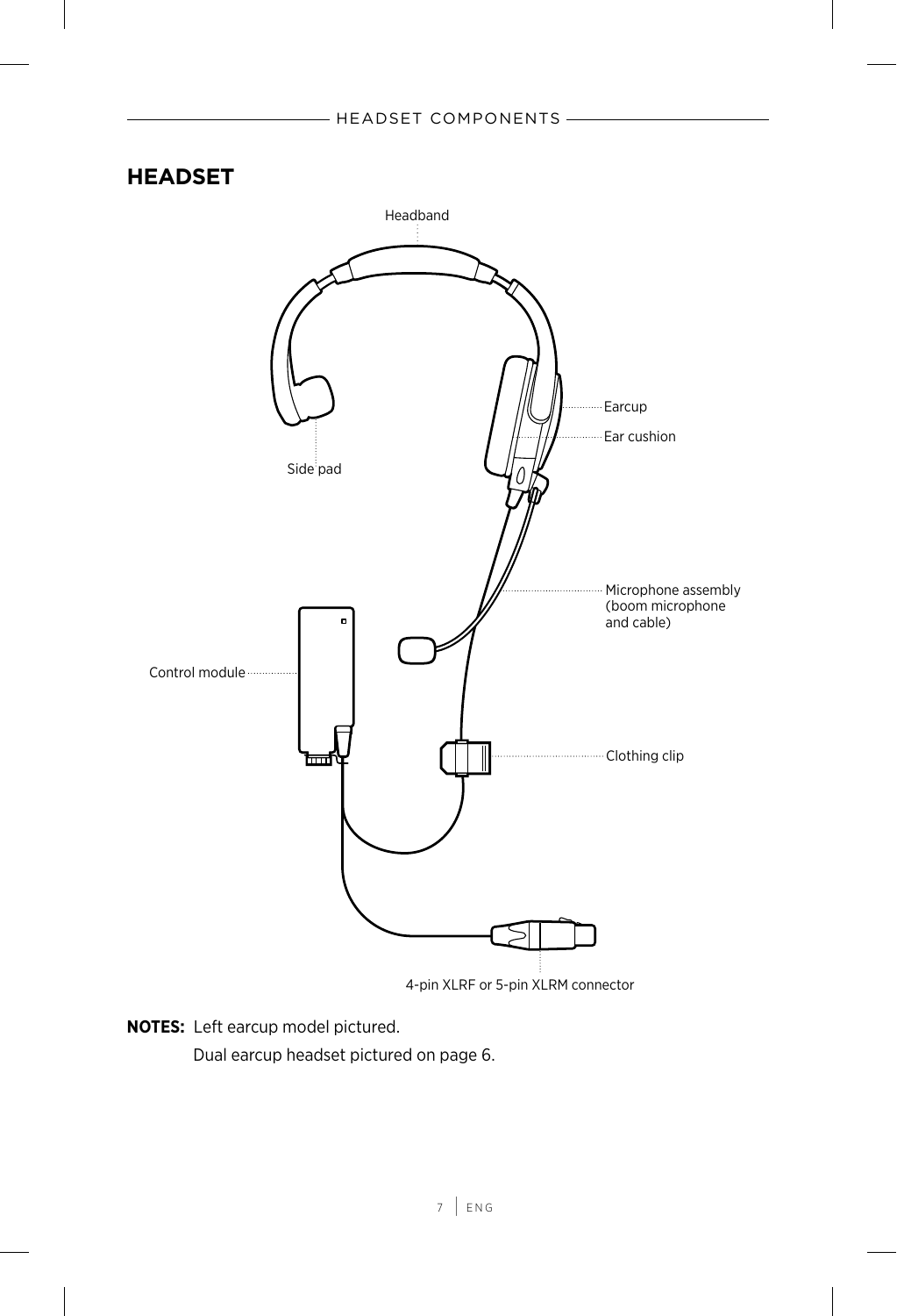## HEADSET

Headband

Earcup

Ear cushion

Side pad

Microphone assembly (boom microphone and cable)

Control module

Clothing clip

4-pin XLRF or 5-pin XLRM connector

**NOTES:** Left earcup model pictured.

Dual earcup headset pictured on page 6.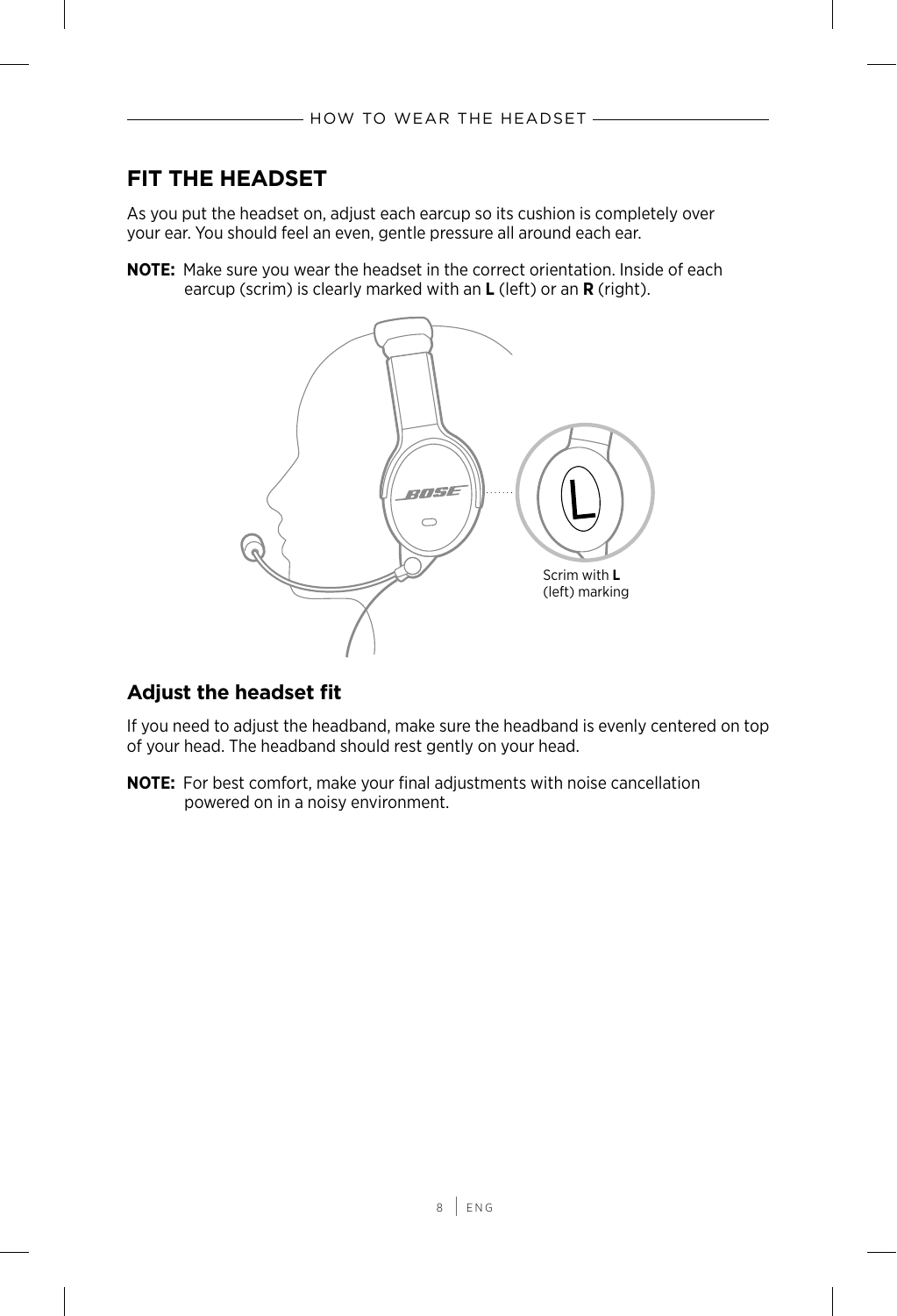## FIT THE HEADSET

As you put the headset on, adjust each earcup so its cushion is completely over your ear. You should feel an even, gentle pressure all around each ear.

**NOTE:** Make sure you wear the headset in the correct orientation. Inside of each earcup (scrim) is clearly marked with an **L** (left) or an **R** (right).

Scrim with **L** (left) marking

### Adjust the headset fit

If you need to adjust the headband, make sure the headband is evenly centered on top of your head. The headband should rest gently on your head.

**NOTE:** For best comfort, make your final adjustments with noise cancellation powered on in a noisy environment.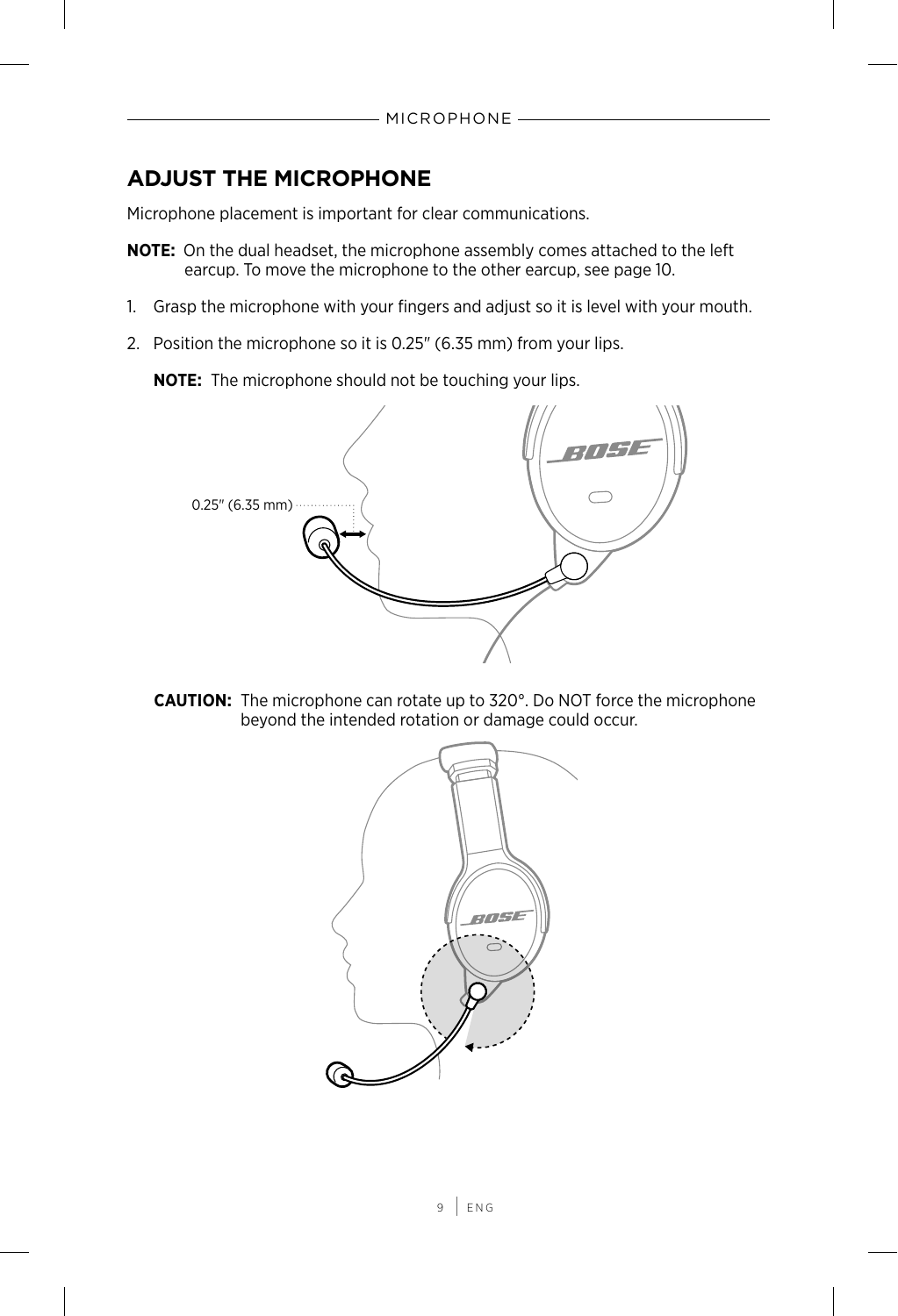## ADJUST THE MICROPHONE

Microphone placement is important for clear communications.

**NOTE:** On the dual headset, the microphone assembly comes attached to the left earcup. To move the microphone to the other earcup, see page 10.

1. Grasp the microphone with your fingers and adjust so it is level with your mouth.
2. Position the microphone so it is 0.25" (6.35 mm) from your lips.

   **NOTE:** The microphone should not be touching your lips.

0.25" (6.35 mm)

**CAUTION:** The microphone can rotate up to 320°. Do NOT force the microphone beyond the intended rotation or damage could occur.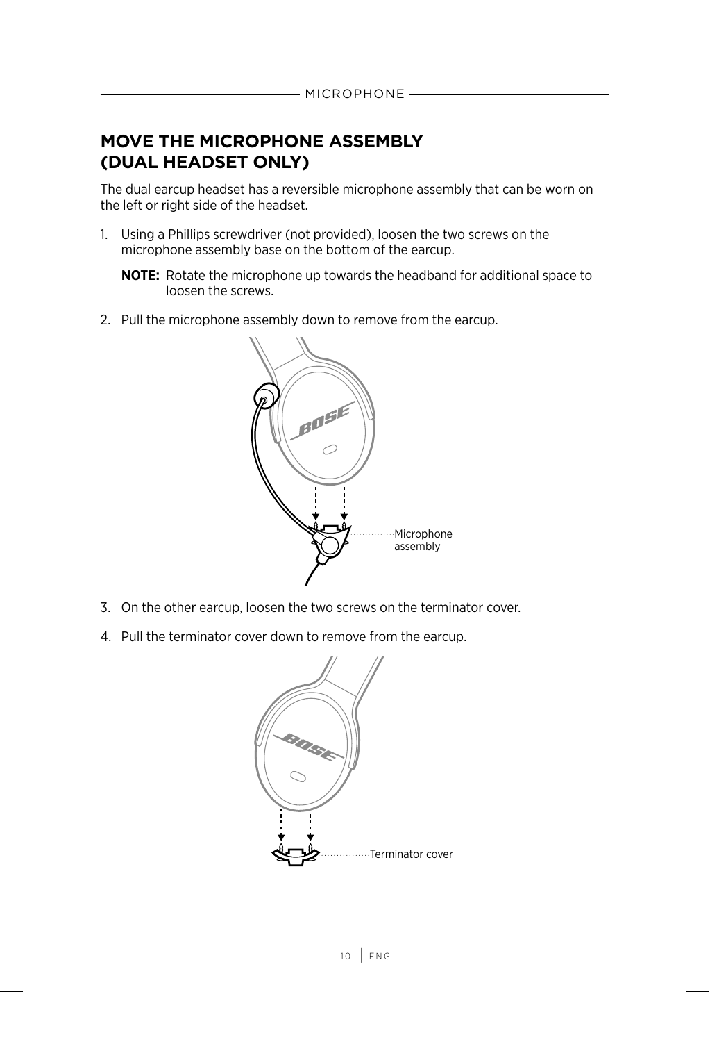## MOVE THE MICROPHONE ASSEMBLY (DUAL HEADSET ONLY)

The dual earcup headset has a reversible microphone assembly that can be worn on the left or right side of the headset.

1. Using a Phillips screwdriver (not provided), loosen the two screws on the microphone assembly base on the bottom of the earcup.

   **NOTE:** Rotate the microphone up towards the headband for additional space to loosen the screws.

2. Pull the microphone assembly down to remove from the earcup.

Microphone assembly

3. On the other earcup, loosen the two screws on the terminator cover.

4. Pull the terminator cover down to remove from the earcup.

Terminator cover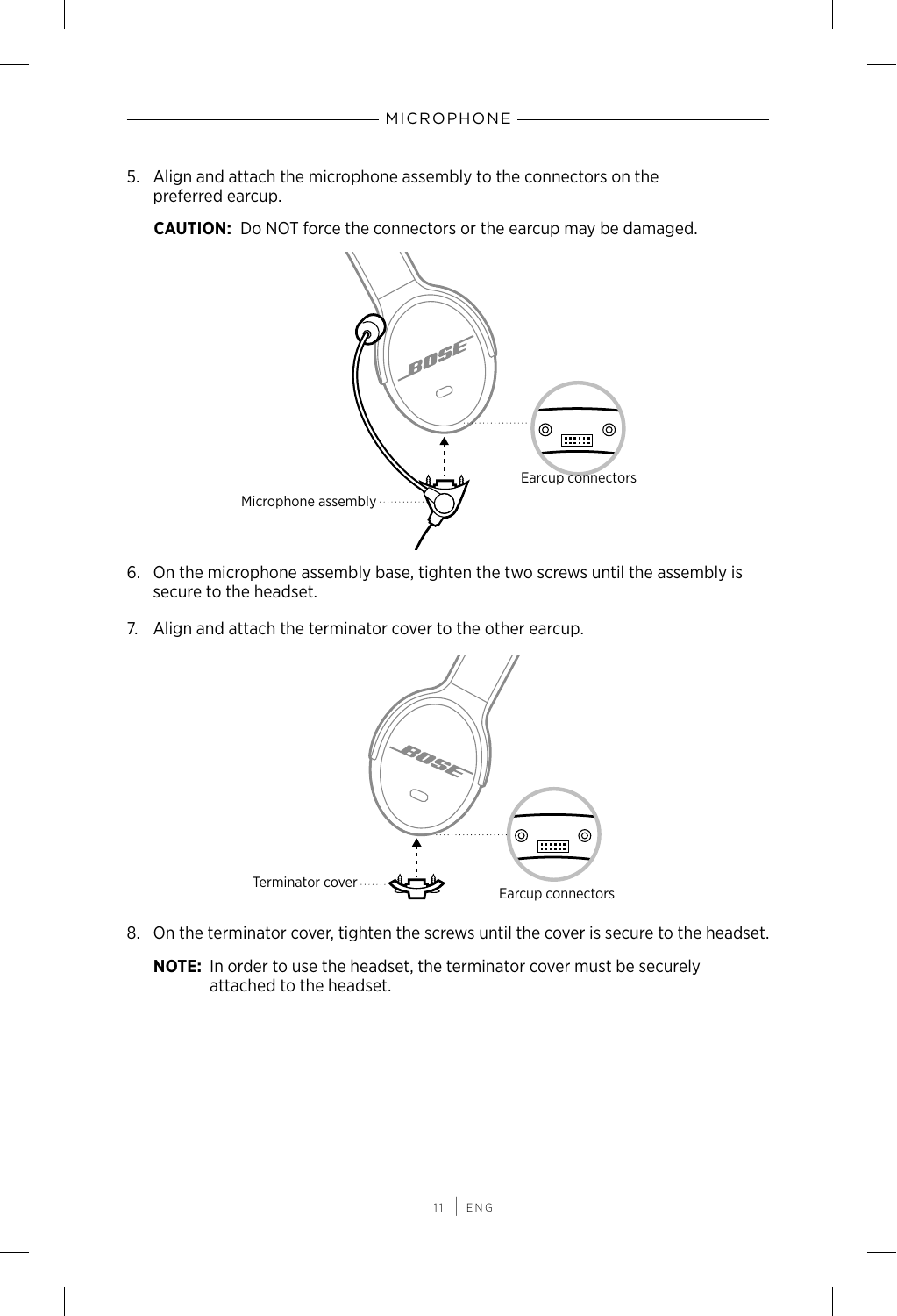## MICROPHONE

5. Align and attach the microphone assembly to the connectors on the preferred earcup.

   **CAUTION:** Do NOT force the connectors or the earcup may be damaged.

   Earcup connectors

   Microphone assembly

6. On the microphone assembly base, tighten the two screws until the assembly is secure to the headset.

7. Align and attach the terminator cover to the other earcup.

   Terminator cover

   Earcup connectors

8. On the terminator cover, tighten the screws until the cover is secure to the headset.

   **NOTE:** In order to use the headset, the terminator cover must be securely attached to the headset.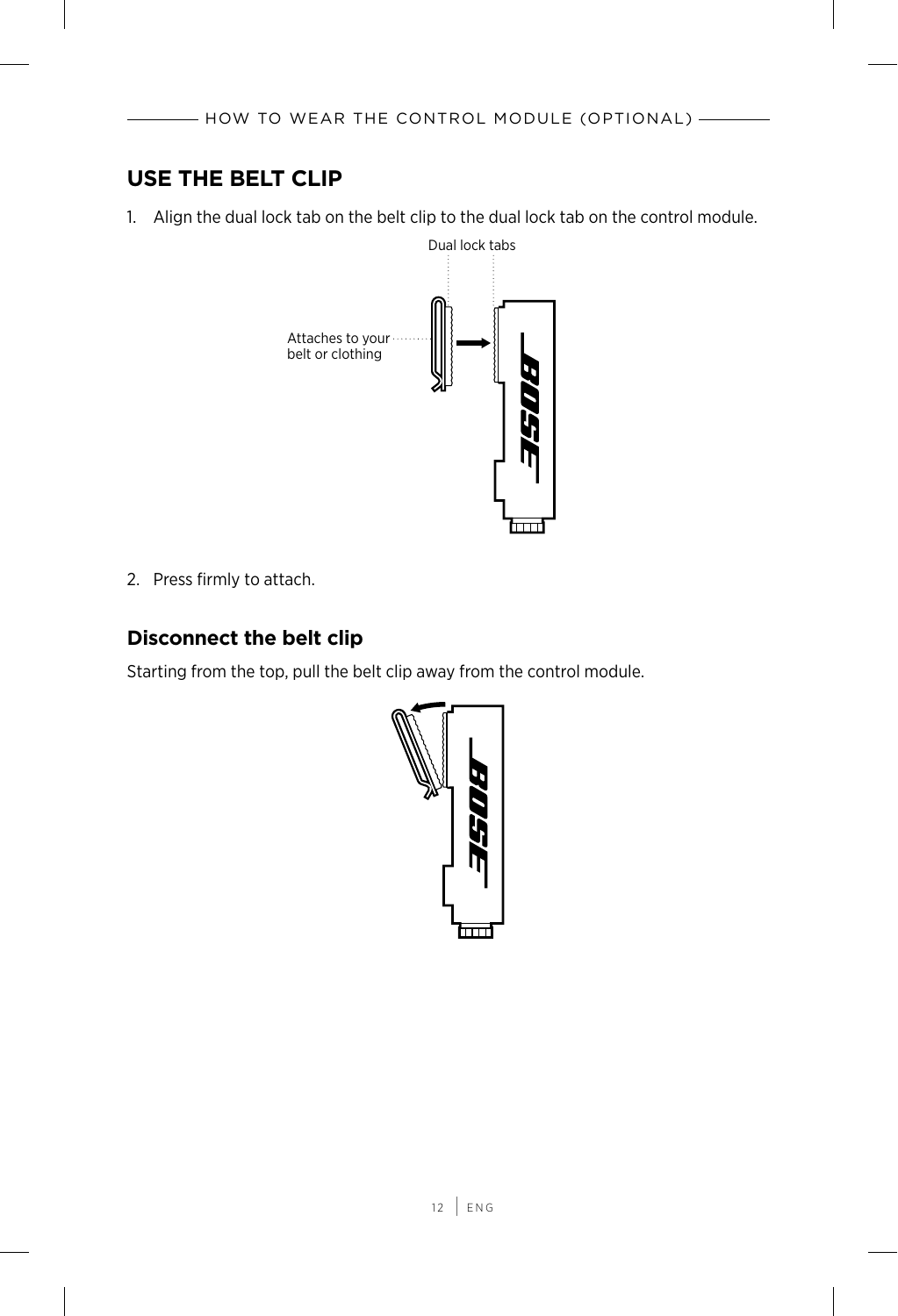## USE THE BELT CLIP

1. Align the dual lock tab on the belt clip to the dual lock tab on the control module.

Dual lock tabs

Attaches to your belt or clothing

2. Press firmly to attach.

### Disconnect the belt clip

Starting from the top, pull the belt clip away from the control module.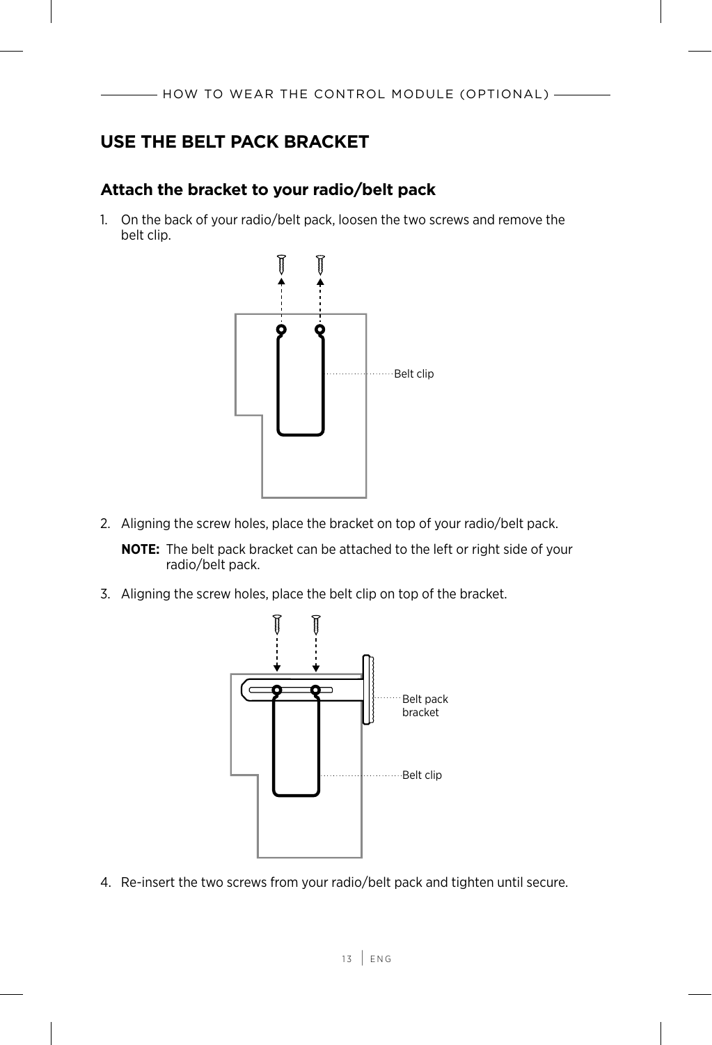# USE THE BELT PACK BRACKET

## Attach the bracket to your radio/belt pack

1. On the back of your radio/belt pack, loosen the two screws and remove the belt clip.

Belt clip

2. Aligning the screw holes, place the bracket on top of your radio/belt pack.

   **NOTE:** The belt pack bracket can be attached to the left or right side of your radio/belt pack.

3. Aligning the screw holes, place the belt clip on top of the bracket.

Belt pack bracket

Belt clip

4. Re-insert the two screws from your radio/belt pack and tighten until secure.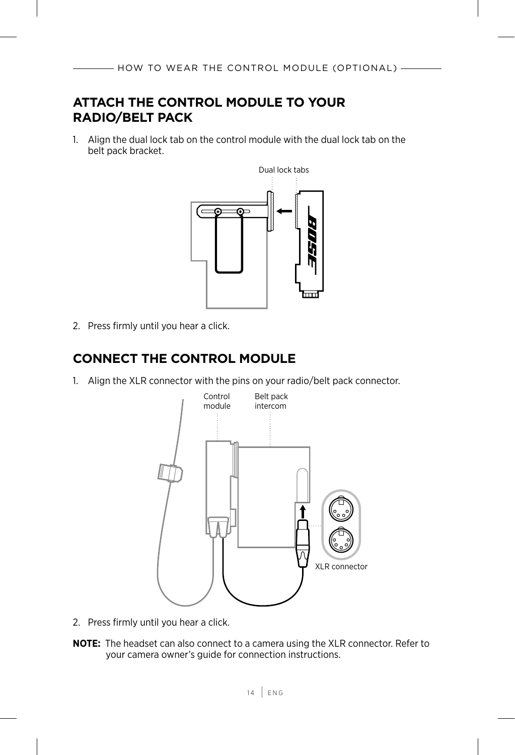## ATTACH THE CONTROL MODULE TO YOUR RADIO/BELT PACK

1. Align the dual lock tab on the control module with the dual lock tab on the belt pack bracket.

Dual lock tabs

2. Press firmly until you hear a click.

## CONNECT THE CONTROL MODULE

1. Align the XLR connector with the pins on your radio/belt pack connector.

Control module

Belt pack intercom

XLR connector

2. Press firmly until you hear a click.

**NOTE:** The headset can also connect to a camera using the XLR connector. Refer to your camera owner's guide for connection instructions.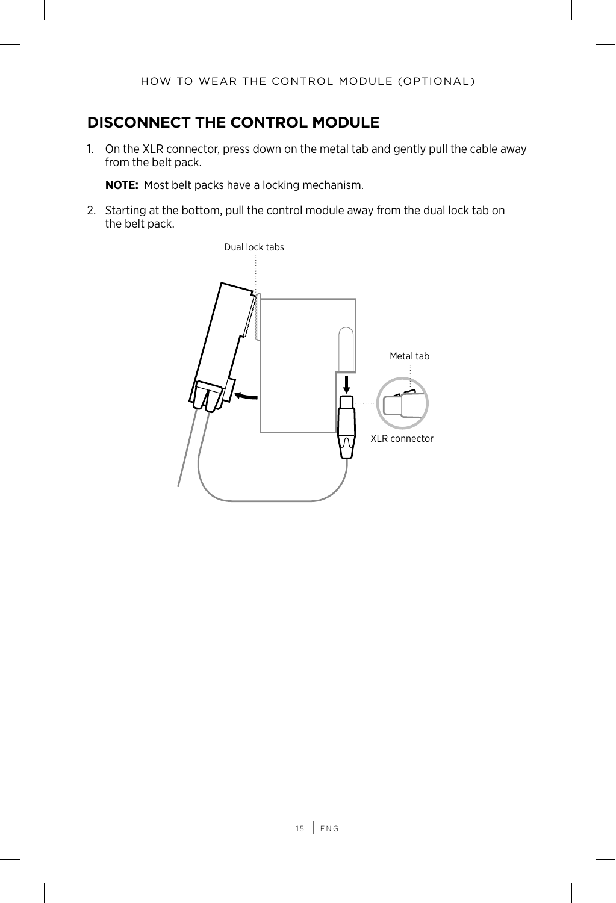## DISCONNECT THE CONTROL MODULE

1. On the XLR connector, press down on the metal tab and gently pull the cable away from the belt pack.

   **NOTE:** Most belt packs have a locking mechanism.

2. Starting at the bottom, pull the control module away from the dual lock tab on the belt pack.

Dual lock tabs

Metal tab

XLR connector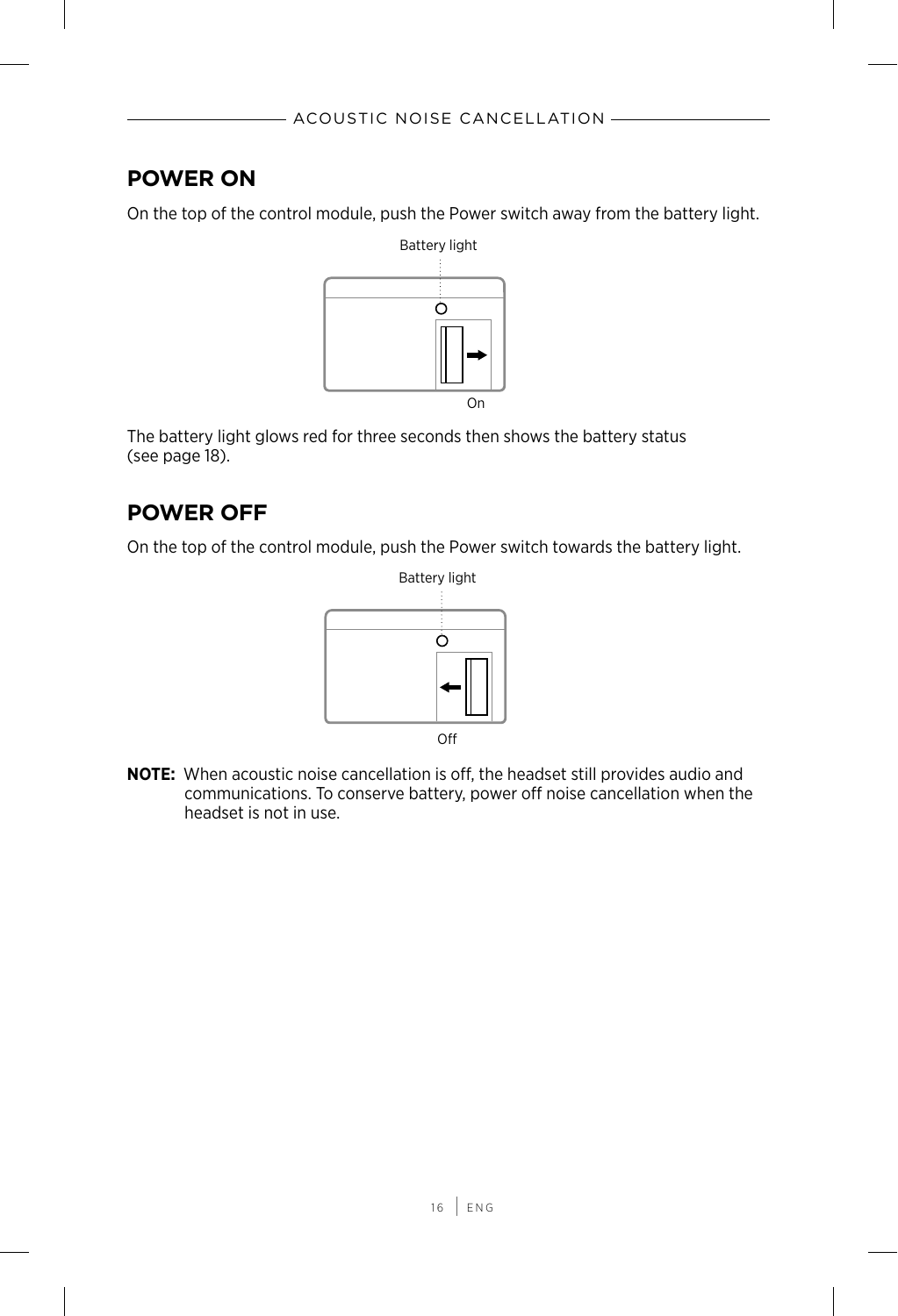## POWER ON

On the top of the control module, push the Power switch away from the battery light.

Battery light

On

The battery light glows red for three seconds then shows the battery status (see page 18).

## POWER OFF

On the top of the control module, push the Power switch towards the battery light.

Battery light

Off

**NOTE:** When acoustic noise cancellation is off, the headset still provides audio and communications. To conserve battery, power off noise cancellation when the headset is not in use.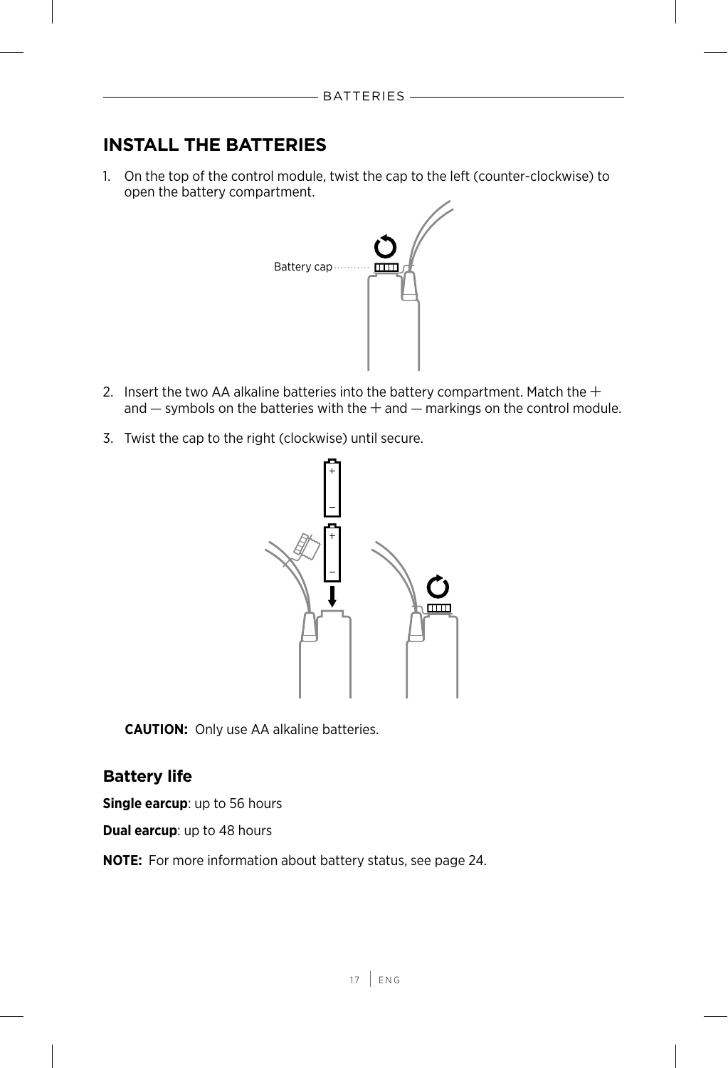## INSTALL THE BATTERIES

1. On the top of the control module, twist the cap to the left (counter-clockwise) to open the battery compartment.

Battery cap

2. Insert the two AA alkaline batteries into the battery compartment. Match the + and — symbols on the batteries with the + and — markings on the control module.

3. Twist the cap to the right (clockwise) until secure.

**CAUTION:** Only use AA alkaline batteries.

### Battery life

**Single earcup**: up to 56 hours

**Dual earcup**: up to 48 hours

**NOTE:** For more information about battery status, see page 24.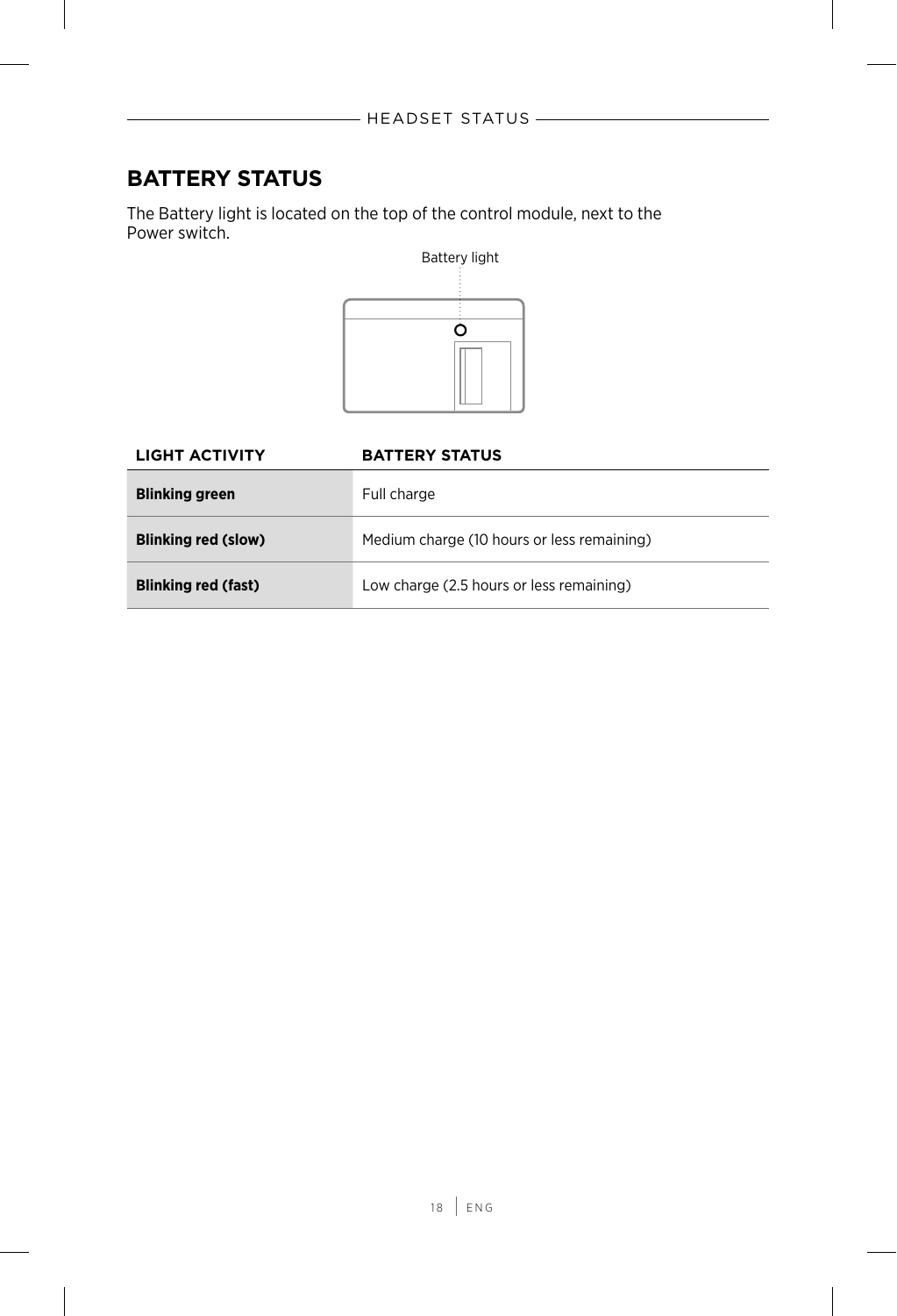## BATTERY STATUS

The Battery light is located on the top of the control module, next to the Power switch.

Battery light

| LIGHT ACTIVITY | BATTERY STATUS |
| --- | --- |
| **Blinking green** | Full charge |
| **Blinking red (slow)** | Medium charge (10 hours or less remaining) |
| **Blinking red (fast)** | Low charge (2.5 hours or less remaining) |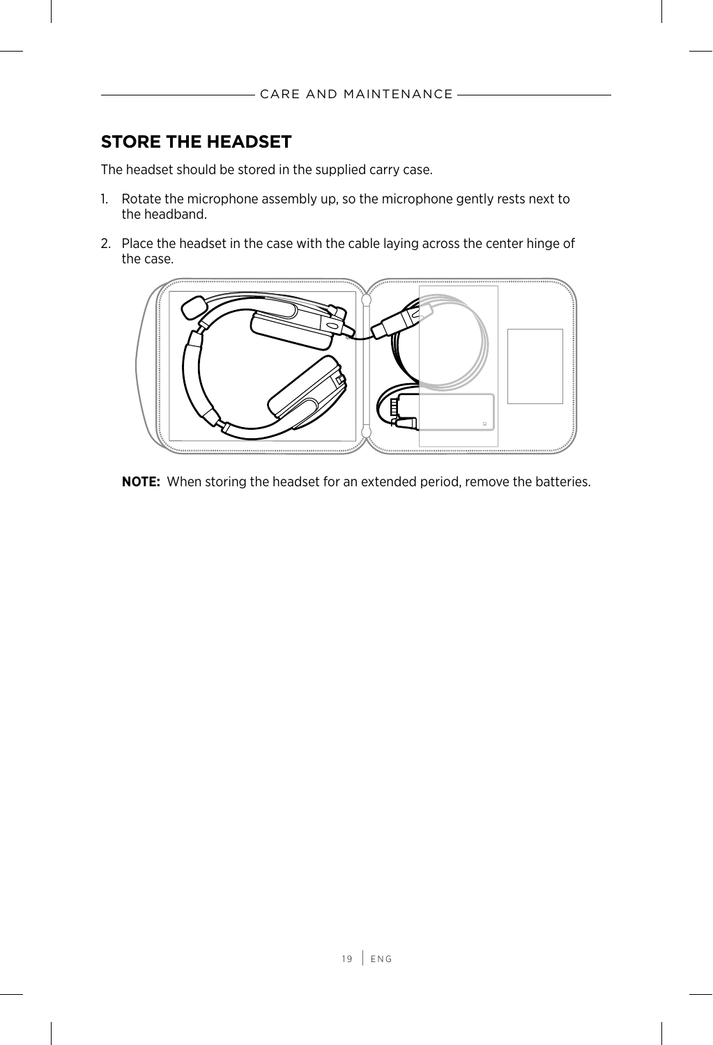## STORE THE HEADSET

The headset should be stored in the supplied carry case.

1. Rotate the microphone assembly up, so the microphone gently rests next to the headband.
2. Place the headset in the case with the cable laying across the center hinge of the case.

**NOTE:** When storing the headset for an extended period, remove the batteries.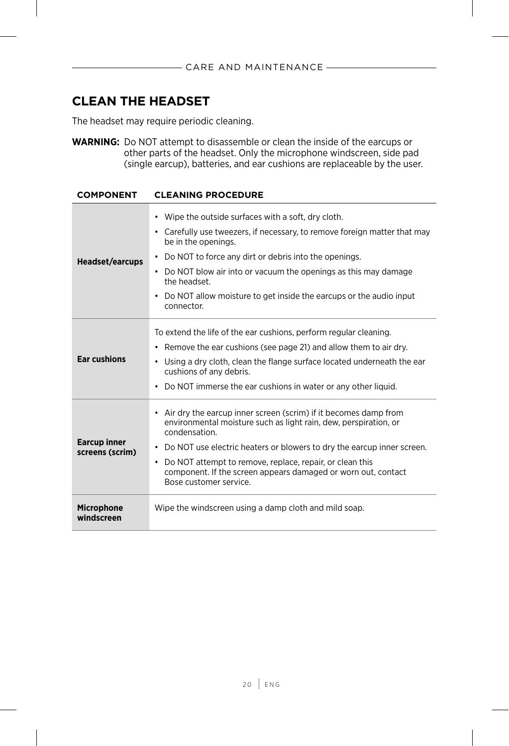## CLEAN THE HEADSET

The headset may require periodic cleaning.

**WARNING:** Do NOT attempt to disassemble or clean the inside of the earcups or other parts of the headset. Only the microphone windscreen, side pad (single earcup), batteries, and ear cushions are replaceable by the user.

| COMPONENT | CLEANING PROCEDURE |
|---|---|
| **Headset/earcups** | • Wipe the outside surfaces with a soft, dry cloth.<br>• Carefully use tweezers, if necessary, to remove foreign matter that may be in the openings.<br>• Do NOT to force any dirt or debris into the openings.<br>• Do NOT blow air into or vacuum the openings as this may damage the headset.<br>• Do NOT allow moisture to get inside the earcups or the audio input connector. |
| **Ear cushions** | To extend the life of the ear cushions, perform regular cleaning.<br>• Remove the ear cushions (see page 21) and allow them to air dry.<br>• Using a dry cloth, clean the flange surface located underneath the ear cushions of any debris.<br>• Do NOT immerse the ear cushions in water or any other liquid. |
| **Earcup inner screens (scrim)** | • Air dry the earcup inner screen (scrim) if it becomes damp from environmental moisture such as light rain, dew, perspiration, or condensation.<br>• Do NOT use electric heaters or blowers to dry the earcup inner screen.<br>• Do NOT attempt to remove, replace, repair, or clean this component. If the screen appears damaged or worn out, contact Bose customer service. |
| **Microphone windscreen** | Wipe the windscreen using a damp cloth and mild soap. |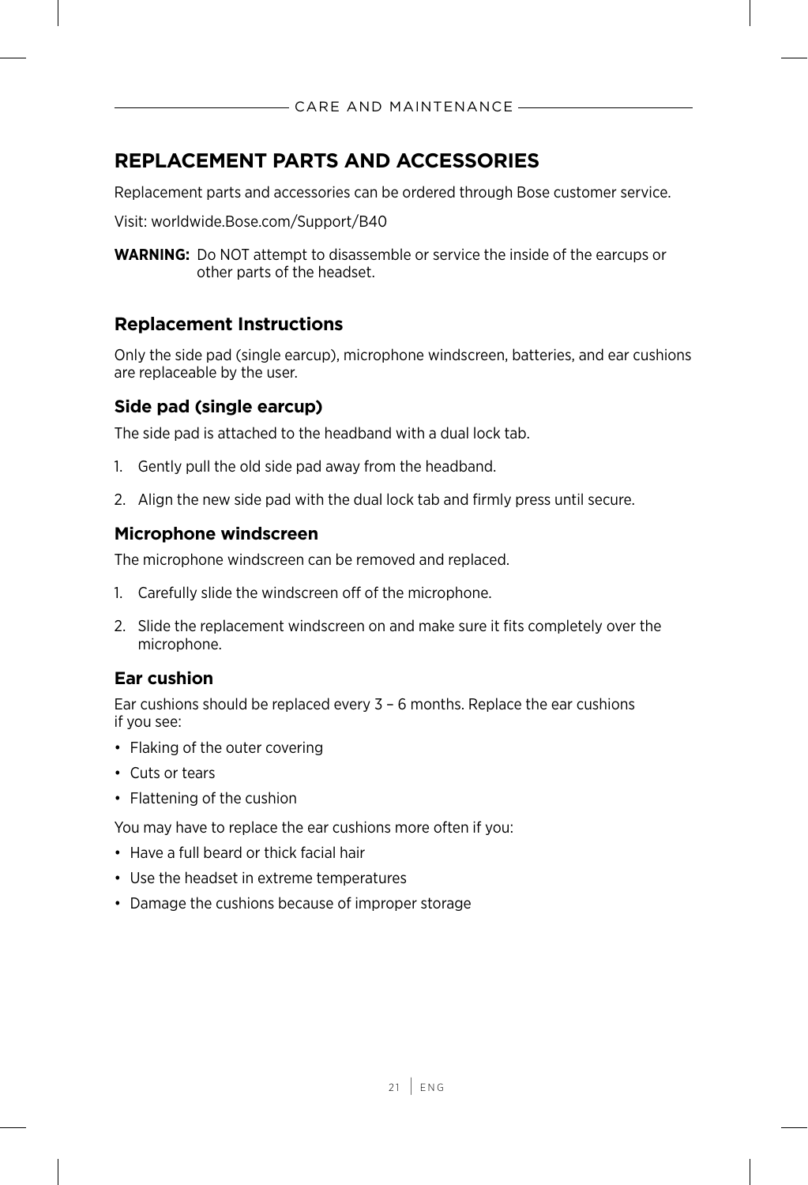# REPLACEMENT PARTS AND ACCESSORIES

Replacement parts and accessories can be ordered through Bose customer service.

Visit: worldwide.Bose.com/Support/B40

**WARNING:** Do NOT attempt to disassemble or service the inside of the earcups or other parts of the headset.

## Replacement Instructions

Only the side pad (single earcup), microphone windscreen, batteries, and ear cushions are replaceable by the user.

### Side pad (single earcup)

The side pad is attached to the headband with a dual lock tab.

1. Gently pull the old side pad away from the headband.
2. Align the new side pad with the dual lock tab and firmly press until secure.

### Microphone windscreen

The microphone windscreen can be removed and replaced.

1. Carefully slide the windscreen off of the microphone.
2. Slide the replacement windscreen on and make sure it fits completely over the microphone.

### Ear cushion

Ear cushions should be replaced every 3 – 6 months. Replace the ear cushions if you see:

- Flaking of the outer covering
- Cuts or tears
- Flattening of the cushion

You may have to replace the ear cushions more often if you:

- Have a full beard or thick facial hair
- Use the headset in extreme temperatures
- Damage the cushions because of improper storage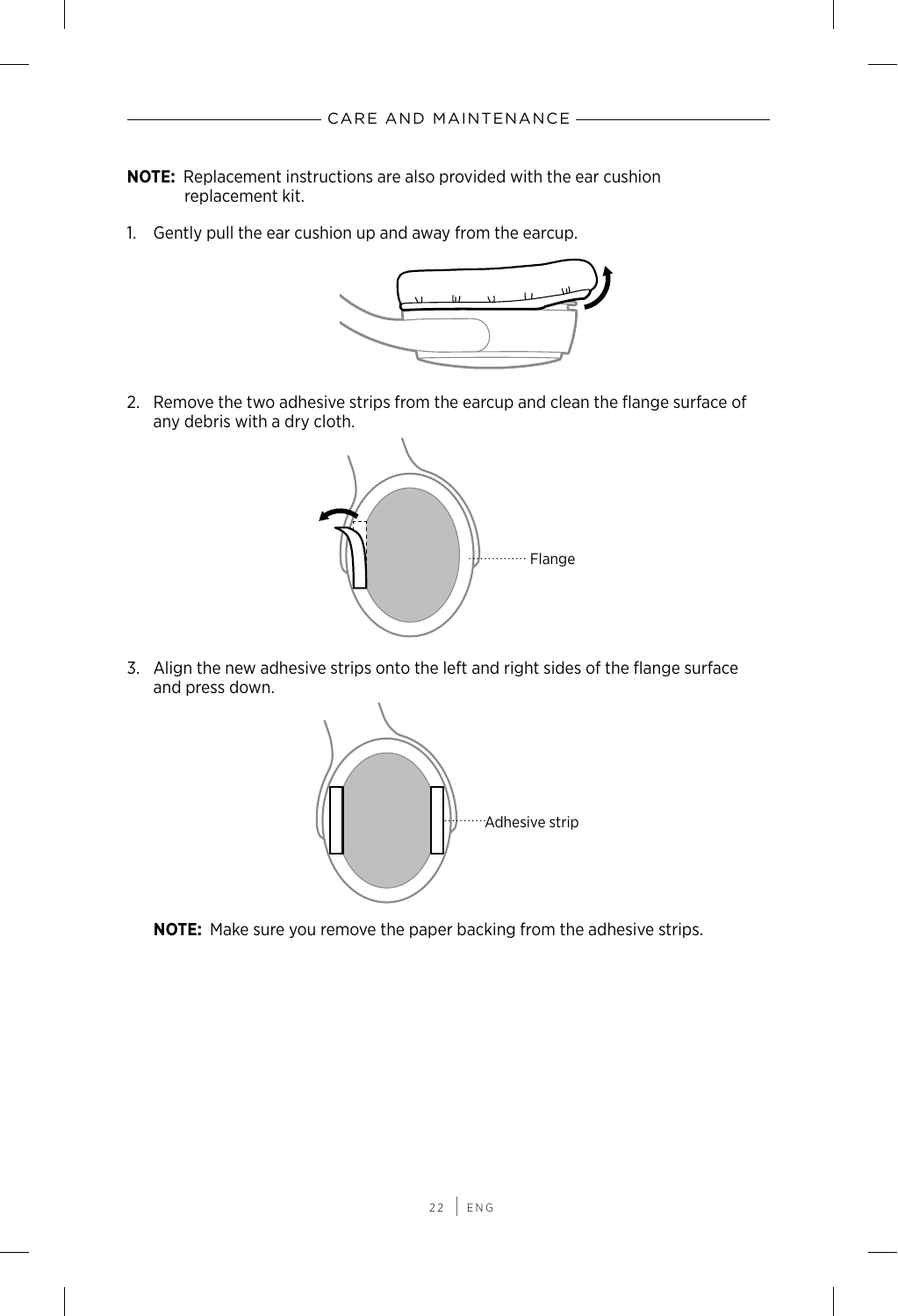**NOTE:** Replacement instructions are also provided with the ear cushion replacement kit.

1. Gently pull the ear cushion up and away from the earcup.

2. Remove the two adhesive strips from the earcup and clean the flange surface of any debris with a dry cloth.

Flange

3. Align the new adhesive strips onto the left and right sides of the flange surface and press down.

Adhesive strip

**NOTE:** Make sure you remove the paper backing from the adhesive strips.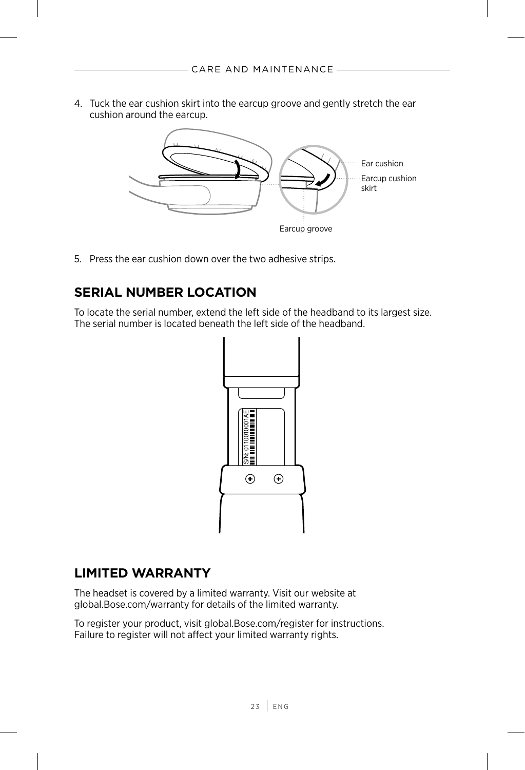4. Tuck the ear cushion skirt into the earcup groove and gently stretch the ear cushion around the earcup.

Ear cushion

Earcup cushion skirt

Earcup groove

5. Press the ear cushion down over the two adhesive strips.

## SERIAL NUMBER LOCATION

To locate the serial number, extend the left side of the headband to its largest size. The serial number is located beneath the left side of the headband.

S/N: 01100100001AE

## LIMITED WARRANTY

The headset is covered by a limited warranty. Visit our website at global.Bose.com/warranty for details of the limited warranty.

To register your product, visit global.Bose.com/register for instructions. Failure to register will not affect your limited warranty rights.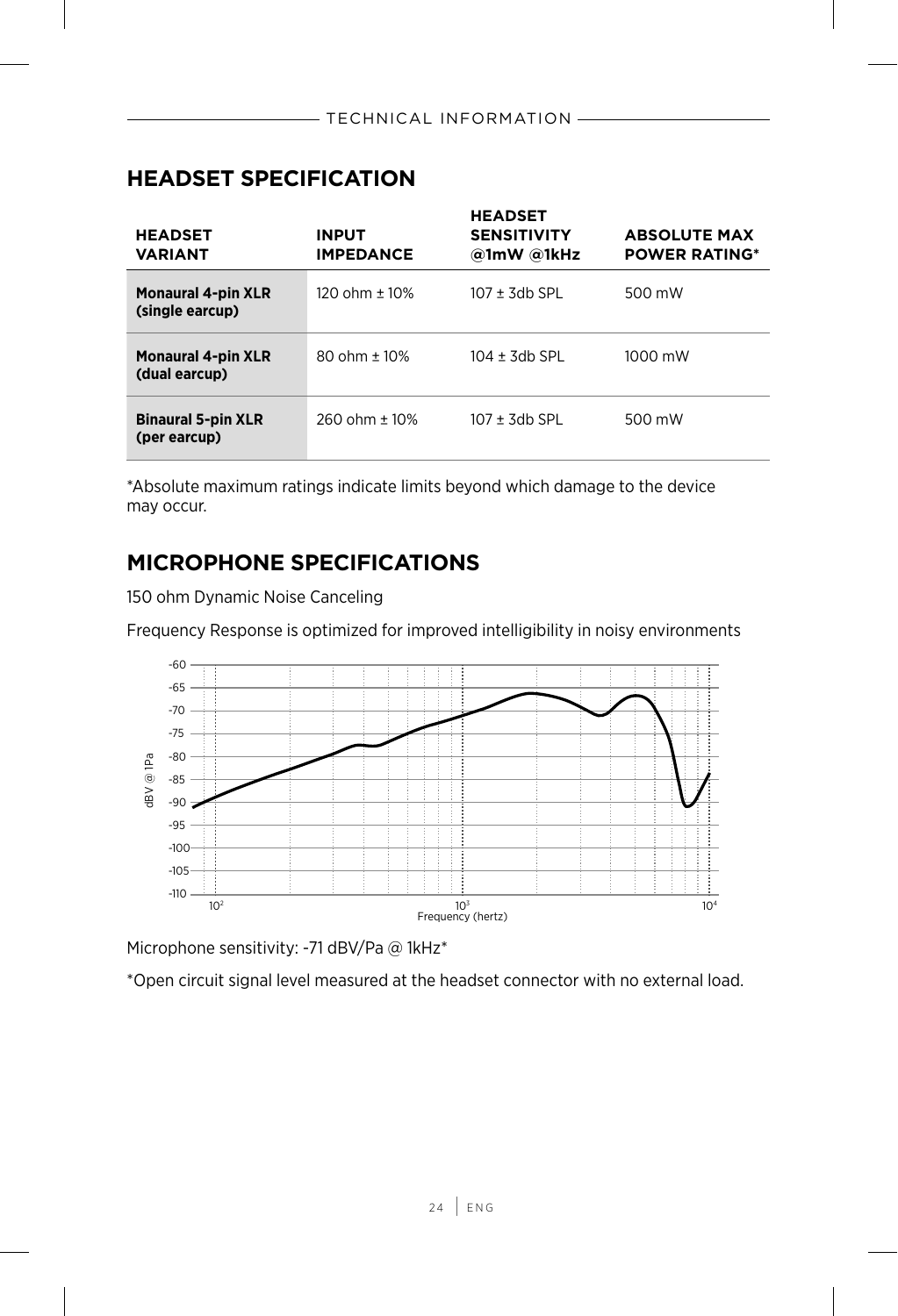## HEADSET SPECIFICATION

| HEADSET VARIANT | INPUT IMPEDANCE | HEADSET SENSITIVITY @1mW @1kHz | ABSOLUTE MAX POWER RATING* |
|---|---|---|---|
| **Monaural 4-pin XLR (single earcup)** | 120 ohm ± 10% | 107 ± 3db SPL | 500 mW |
| **Monaural 4-pin XLR (dual earcup)** | 80 ohm ± 10% | 104 ± 3db SPL | 1000 mW |
| **Binaural 5-pin XLR (per earcup)** | 260 ohm ± 10% | 107 ± 3db SPL | 500 mW |

*Absolute maximum ratings indicate limits beyond which damage to the device may occur.

## MICROPHONE SPECIFICATIONS

150 ohm Dynamic Noise Canceling

Frequency Response is optimized for improved intelligibility in noisy environments

Microphone sensitivity: -71 dBV/Pa @ 1kHz*

*Open circuit signal level measured at the headset connector with no external load.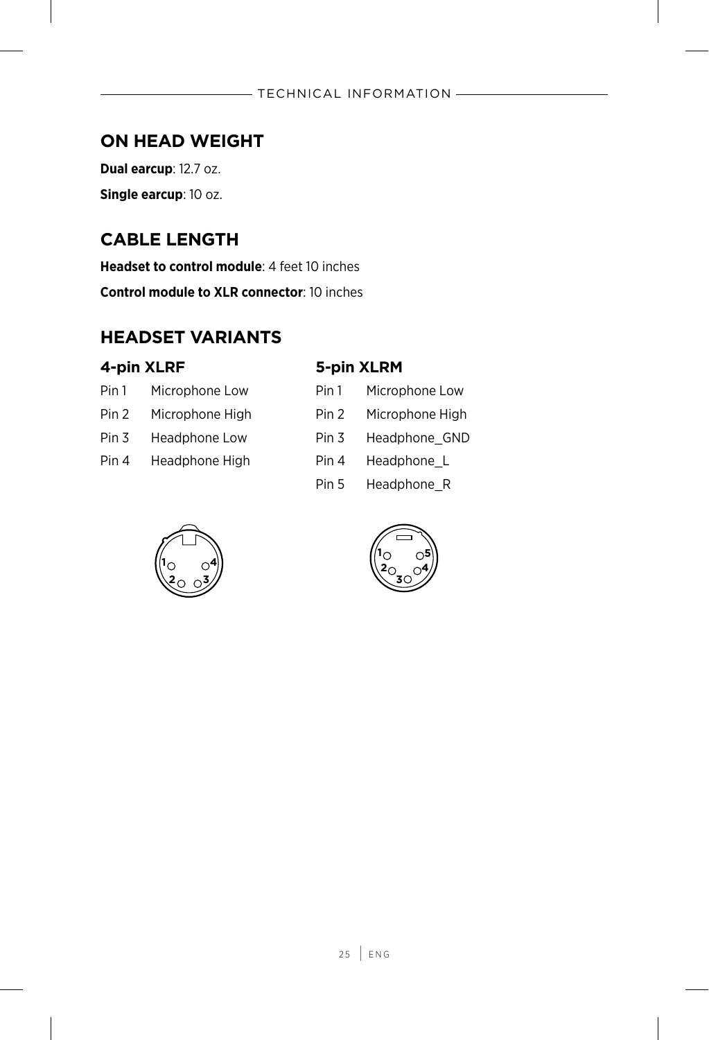## ON HEAD WEIGHT

**Dual earcup**: 12.7 oz.

**Single earcup**: 10 oz.

## CABLE LENGTH

**Headset to control module**: 4 feet 10 inches

**Control module to XLR connector**: 10 inches

## HEADSET VARIANTS

### 4-pin XLRF

| Pin | Function |
| --- | --- |
| Pin 1 | Microphone Low |
| Pin 2 | Microphone High |
| Pin 3 | Headphone Low |
| Pin 4 | Headphone High |

### 5-pin XLRM

| Pin | Function |
| --- | --- |
| Pin 1 | Microphone Low |
| Pin 2 | Microphone High |
| Pin 3 | Headphone_GND |
| Pin 4 | Headphone_L |
| Pin 5 | Headphone_R |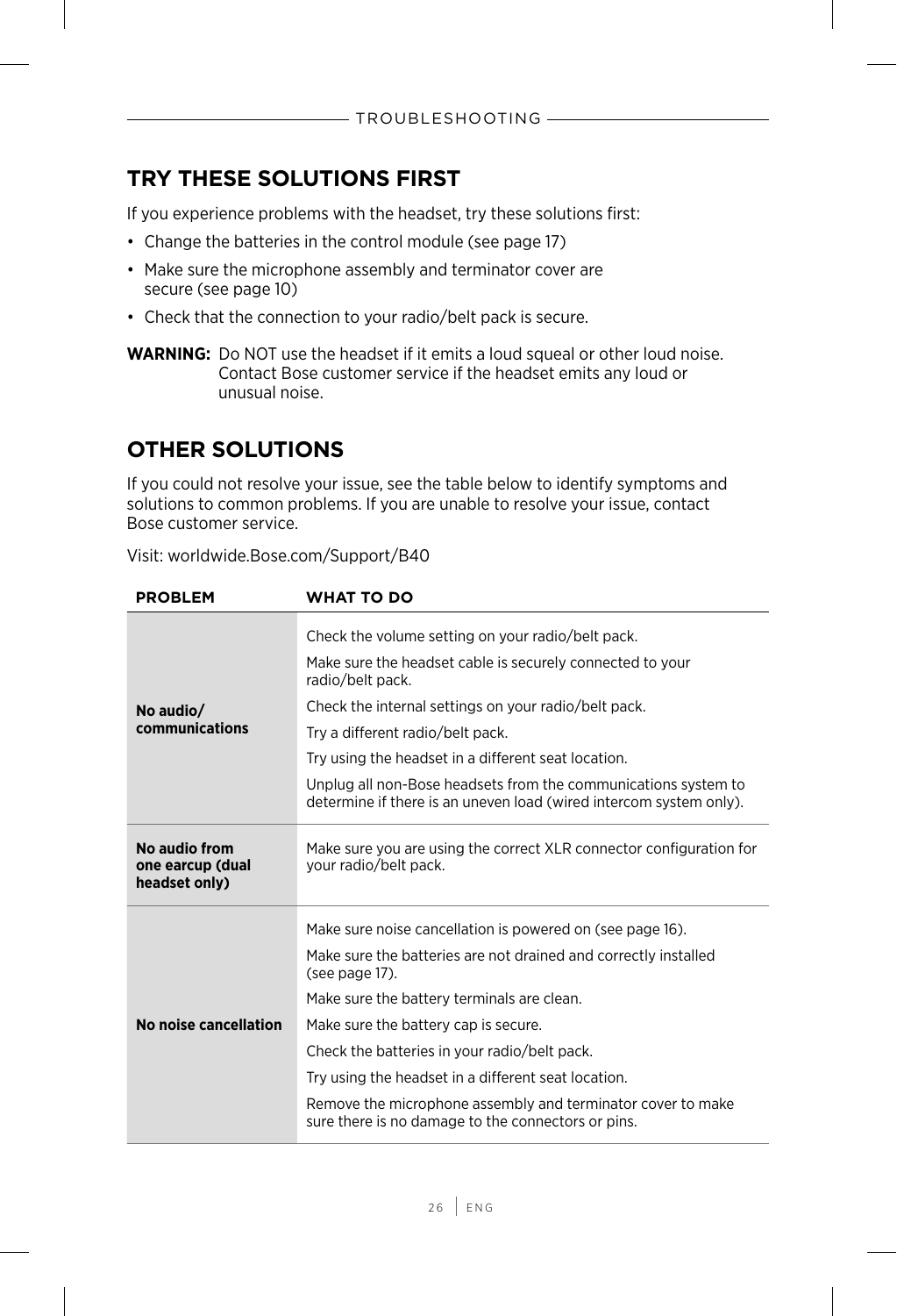## TRY THESE SOLUTIONS FIRST

If you experience problems with the headset, try these solutions first:

- Change the batteries in the control module (see page 17)
- Make sure the microphone assembly and terminator cover are secure (see page 10)
- Check that the connection to your radio/belt pack is secure.

**WARNING:** Do NOT use the headset if it emits a loud squeal or other loud noise. Contact Bose customer service if the headset emits any loud or unusual noise.

## OTHER SOLUTIONS

If you could not resolve your issue, see the table below to identify symptoms and solutions to common problems. If you are unable to resolve your issue, contact Bose customer service.

Visit: worldwide.Bose.com/Support/B40

| PROBLEM | WHAT TO DO |
|---|---|
| **No audio/ communications** | Check the volume setting on your radio/belt pack.<br>Make sure the headset cable is securely connected to your radio/belt pack.<br>Check the internal settings on your radio/belt pack.<br>Try a different radio/belt pack.<br>Try using the headset in a different seat location.<br>Unplug all non-Bose headsets from the communications system to determine if there is an uneven load (wired intercom system only). |
| **No audio from one earcup (dual headset only)** | Make sure you are using the correct XLR connector configuration for your radio/belt pack. |
| **No noise cancellation** | Make sure noise cancellation is powered on (see page 16).<br>Make sure the batteries are not drained and correctly installed (see page 17).<br>Make sure the battery terminals are clean.<br>Make sure the battery cap is secure.<br>Check the batteries in your radio/belt pack.<br>Try using the headset in a different seat location.<br>Remove the microphone assembly and terminator cover to make sure there is no damage to the connectors or pins. |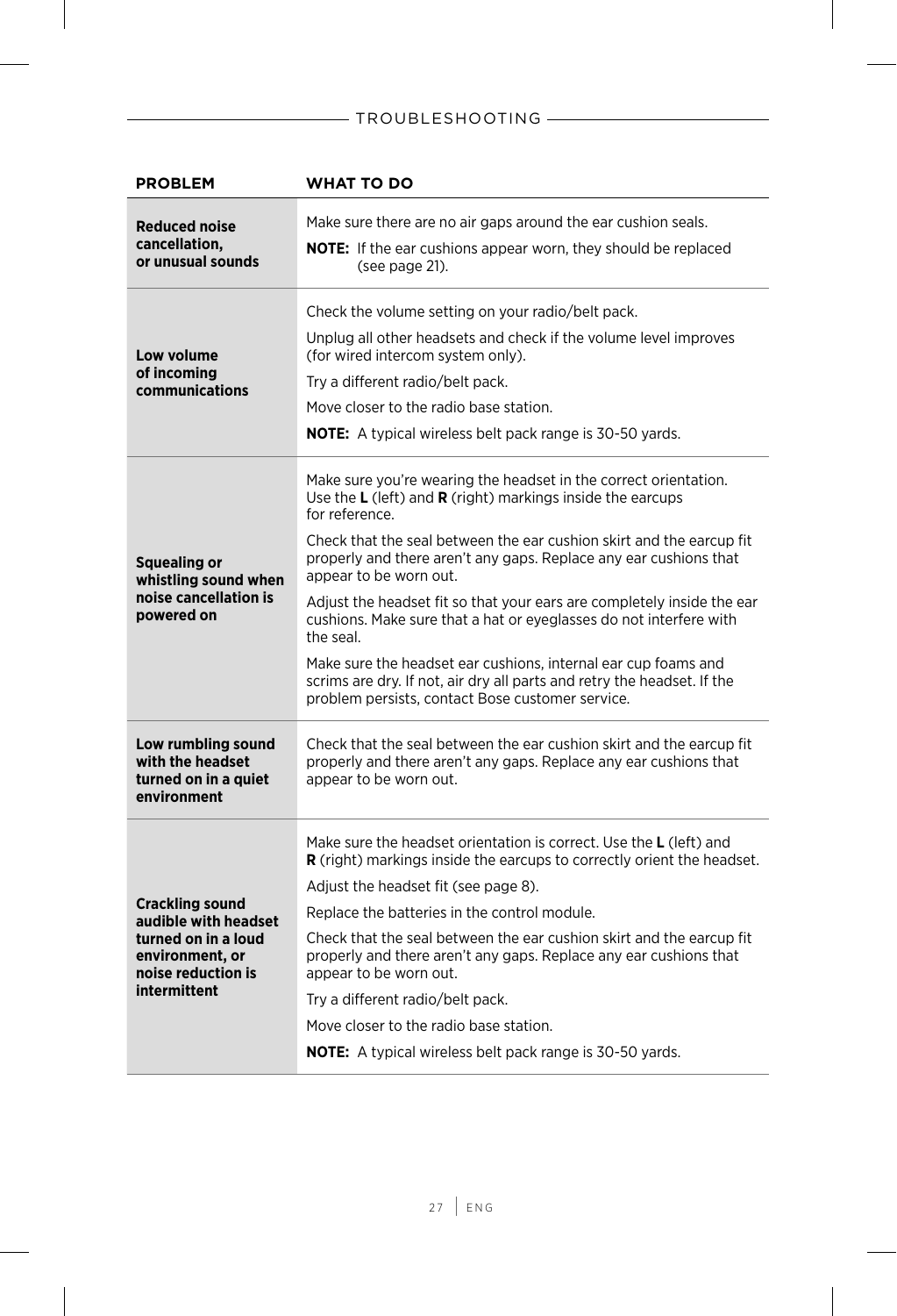## TROUBLESHOOTING

| PROBLEM | WHAT TO DO |
|---|---|
| **Reduced noise cancellation, or unusual sounds** | Make sure there are no air gaps around the ear cushion seals.<br>**NOTE:** If the ear cushions appear worn, they should be replaced (see page 21). |
| **Low volume of incoming communications** | Check the volume setting on your radio/belt pack.<br>Unplug all other headsets and check if the volume level improves (for wired intercom system only).<br>Try a different radio/belt pack.<br>Move closer to the radio base station.<br>**NOTE:** A typical wireless belt pack range is 30-50 yards. |
| **Squealing or whistling sound when noise cancellation is powered on** | Make sure you're wearing the headset in the correct orientation. Use the **L** (left) and **R** (right) markings inside the earcups for reference.<br>Check that the seal between the ear cushion skirt and the earcup fit properly and there aren't any gaps. Replace any ear cushions that appear to be worn out.<br>Adjust the headset fit so that your ears are completely inside the ear cushions. Make sure that a hat or eyeglasses do not interfere with the seal.<br>Make sure the headset ear cushions, internal ear cup foams and scrims are dry. If not, air dry all parts and retry the headset. If the problem persists, contact Bose customer service. |
| **Low rumbling sound with the headset turned on in a quiet environment** | Check that the seal between the ear cushion skirt and the earcup fit properly and there aren't any gaps. Replace any ear cushions that appear to be worn out. |
| **Crackling sound audible with headset turned on in a loud environment, or noise reduction is intermittent** | Make sure the headset orientation is correct. Use the **L** (left) and **R** (right) markings inside the earcups to correctly orient the headset.<br>Adjust the headset fit (see page 8).<br>Replace the batteries in the control module.<br>Check that the seal between the ear cushion skirt and the earcup fit properly and there aren't any gaps. Replace any ear cushions that appear to be worn out.<br>Try a different radio/belt pack.<br>Move closer to the radio base station.<br>**NOTE:** A typical wireless belt pack range is 30-50 yards. |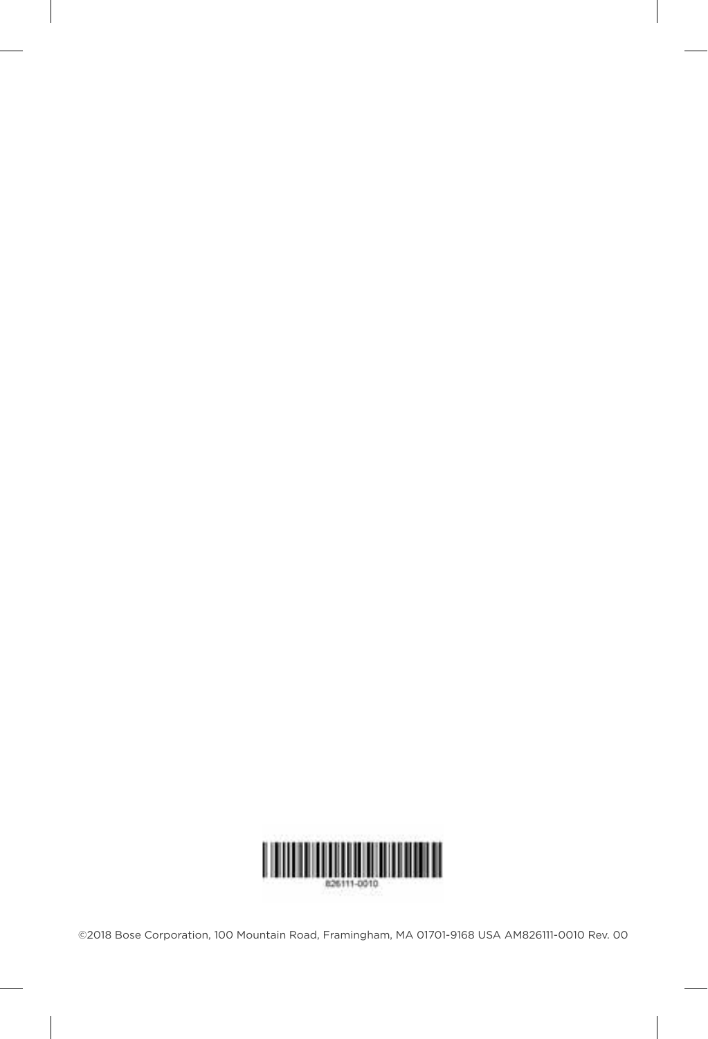826111-0010

©2018 Bose Corporation, 100 Mountain Road, Framingham, MA 01701-9168 USA AM826111-0010 Rev. 00